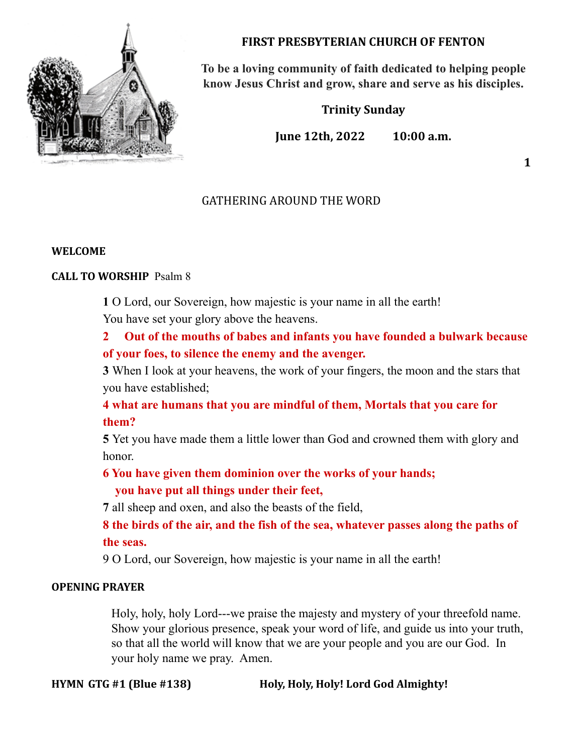# FIRST PRESBYTERIAN CHURCH OF FENTON

**To be a loving community of faith dedicated to helping people know Jesus Christ and grow, share and serve as his disciples.**

**Trinity Sunday**

**June 12th, 2022 10:00 a.m.**

## GATHERING AROUND THE WORD

**WELCOME**

**CALL TO WORSHIP** Psalm 8

**1** O Lord, our Sovereign, how majestic is your name in all the earth!
You have set your glory above the heavens.

**2 Out of the mouths of babes and infants you have founded a bulwark because of your foes, to silence the enemy and the avenger.**

**3** When I look at your heavens, the work of your fingers, the moon and the stars that you have established;

**4 what are humans that you are mindful of them, Mortals that you care for them?**

**5** Yet you have made them a little lower than God and crowned them with glory and honor.

**6 You have given them dominion over the works of your hands;
you have put all things under their feet,**

**7** all sheep and oxen, and also the beasts of the field,

**8 the birds of the air, and the fish of the sea, whatever passes along the paths of the seas.**

9 O Lord, our Sovereign, how majestic is your name in all the earth!

**OPENING PRAYER**

Holy, holy, holy Lord---we praise the majesty and mystery of your threefold name. Show your glorious presence, speak your word of life, and guide us into your truth, so that all the world will know that we are your people and you are our God. In your holy name we pray. Amen.

**HYMN GTG #1 (Blue #138)** **Holy, Holy, Holy! Lord God Almighty!**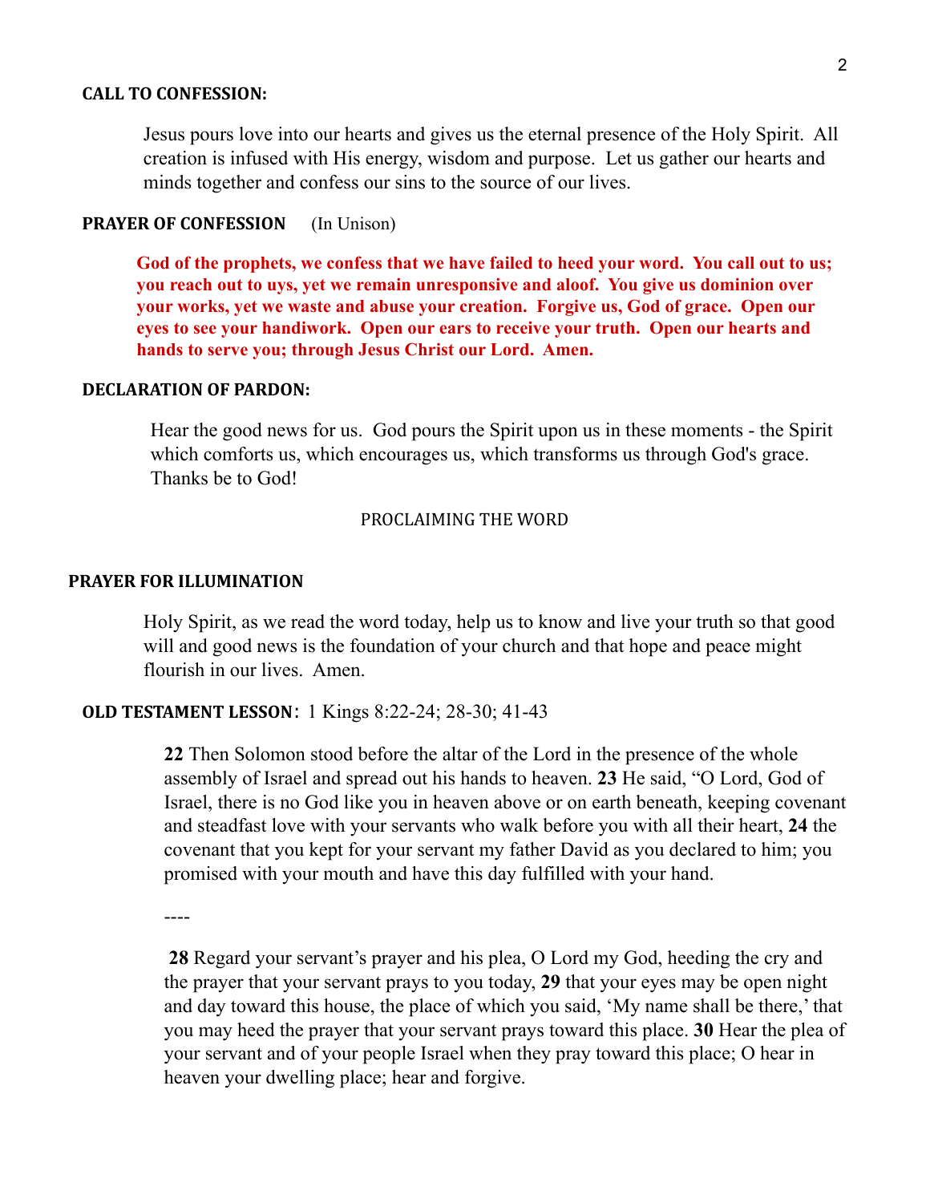**CALL TO CONFESSION:**

Jesus pours love into our hearts and gives us the eternal presence of the Holy Spirit. All creation is infused with His energy, wisdom and purpose. Let us gather our hearts and minds together and confess our sins to the source of our lives.

**PRAYER OF CONFESSION** (In Unison)

**God of the prophets, we confess that we have failed to heed your word. You call out to us; you reach out to uys, yet we remain unresponsive and aloof. You give us dominion over your works, yet we waste and abuse your creation. Forgive us, God of grace. Open our eyes to see your handiwork. Open our ears to receive your truth. Open our hearts and hands to serve you; through Jesus Christ our Lord. Amen.**

**DECLARATION OF PARDON:**

Hear the good news for us. God pours the Spirit upon us in these moments - the Spirit which comforts us, which encourages us, which transforms us through God's grace. Thanks be to God!

PROCLAIMING THE WORD

**PRAYER FOR ILLUMINATION**

Holy Spirit, as we read the word today, help us to know and live your truth so that good will and good news is the foundation of your church and that hope and peace might flourish in our lives. Amen.

**OLD TESTAMENT LESSON**: 1 Kings 8:22-24; 28-30; 41-43

**22** Then Solomon stood before the altar of the Lord in the presence of the whole assembly of Israel and spread out his hands to heaven. **23** He said, "O Lord, God of Israel, there is no God like you in heaven above or on earth beneath, keeping covenant and steadfast love with your servants who walk before you with all their heart, **24** the covenant that you kept for your servant my father David as you declared to him; you promised with your mouth and have this day fulfilled with your hand.

----

**28** Regard your servant's prayer and his plea, O Lord my God, heeding the cry and the prayer that your servant prays to you today, **29** that your eyes may be open night and day toward this house, the place of which you said, 'My name shall be there,' that you may heed the prayer that your servant prays toward this place. **30** Hear the plea of your servant and of your people Israel when they pray toward this place; O hear in heaven your dwelling place; hear and forgive.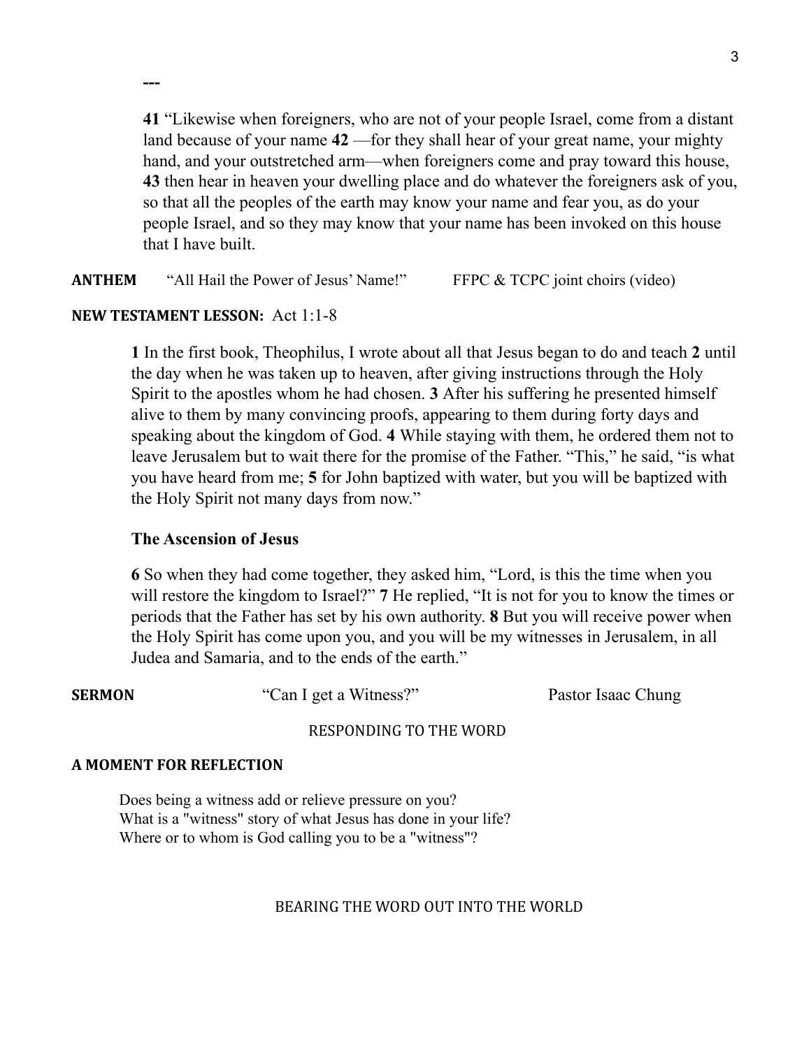---

**41** “Likewise when foreigners, who are not of your people Israel, come from a distant land because of your name **42** —for they shall hear of your great name, your mighty hand, and your outstretched arm—when foreigners come and pray toward this house, **43** then hear in heaven your dwelling place and do whatever the foreigners ask of you, so that all the peoples of the earth may know your name and fear you, as do your people Israel, and so they may know that your name has been invoked on this house that I have built.

**ANTHEM** “All Hail the Power of Jesus’ Name!” FFPC & TCPC joint choirs (video)

**NEW TESTAMENT LESSON:** Act 1:1-8

**1** In the first book, Theophilus, I wrote about all that Jesus began to do and teach **2** until the day when he was taken up to heaven, after giving instructions through the Holy Spirit to the apostles whom he had chosen. **3** After his suffering he presented himself alive to them by many convincing proofs, appearing to them during forty days and speaking about the kingdom of God. **4** While staying with them, he ordered them not to leave Jerusalem but to wait there for the promise of the Father. “This,” he said, “is what you have heard from me; **5** for John baptized with water, but you will be baptized with the Holy Spirit not many days from now.”

**The Ascension of Jesus**

**6** So when they had come together, they asked him, “Lord, is this the time when you will restore the kingdom to Israel?” **7** He replied, “It is not for you to know the times or periods that the Father has set by his own authority. **8** But you will receive power when the Holy Spirit has come upon you, and you will be my witnesses in Jerusalem, in all Judea and Samaria, and to the ends of the earth.”

**SERMON** “Can I get a Witness?” Pastor Isaac Chung

RESPONDING TO THE WORD

**A MOMENT FOR REFLECTION**

Does being a witness add or relieve pressure on you?
What is a "witness" story of what Jesus has done in your life?
Where or to whom is God calling you to be a "witness"?

BEARING THE WORD OUT INTO THE WORLD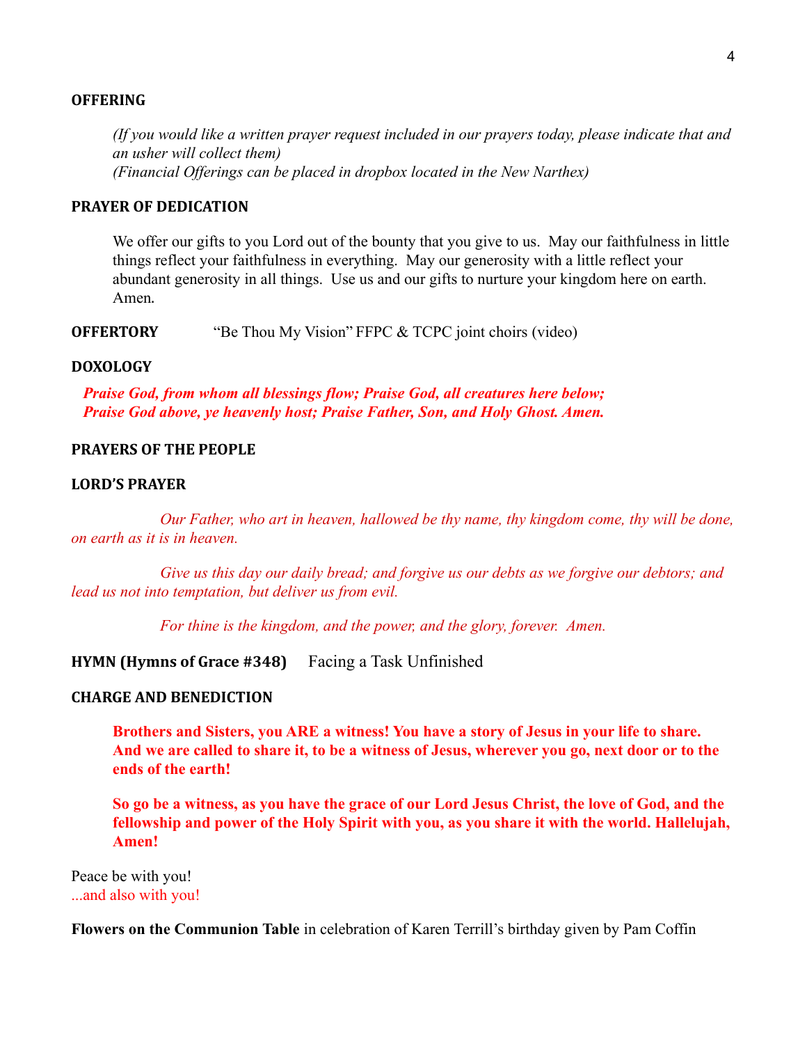**OFFERING**

*(If you would like a written prayer request included in our prayers today, please indicate that and an usher will collect them)*
*(Financial Offerings can be placed in dropbox located in the New Narthex)*

**PRAYER OF DEDICATION**

We offer our gifts to you Lord out of the bounty that you give to us. May our faithfulness in little things reflect your faithfulness in everything. May our generosity with a little reflect your abundant generosity in all things. Use us and our gifts to nurture your kingdom here on earth. Amen.

**OFFERTORY** "Be Thou My Vision" FFPC & TCPC joint choirs (video)

**DOXOLOGY**

***Praise God, from whom all blessings flow; Praise God, all creatures here below; Praise God above, ye heavenly host; Praise Father, Son, and Holy Ghost. Amen.***

**PRAYERS OF THE PEOPLE**

**LORD'S PRAYER**

*Our Father, who art in heaven, hallowed be thy name, thy kingdom come, thy will be done, on earth as it is in heaven.*

*Give us this day our daily bread; and forgive us our debts as we forgive our debtors; and lead us not into temptation, but deliver us from evil.*

*For thine is the kingdom, and the power, and the glory, forever. Amen.*

**HYMN (Hymns of Grace #348)** Facing a Task Unfinished

**CHARGE AND BENEDICTION**

**Brothers and Sisters, you ARE a witness! You have a story of Jesus in your life to share. And we are called to share it, to be a witness of Jesus, wherever you go, next door or to the ends of the earth!**

**So go be a witness, as you have the grace of our Lord Jesus Christ, the love of God, and the fellowship and power of the Holy Spirit with you, as you share it with the world. Hallelujah, Amen!**

Peace be with you!
...and also with you!

**Flowers on the Communion Table** in celebration of Karen Terrill's birthday given by Pam Coffin